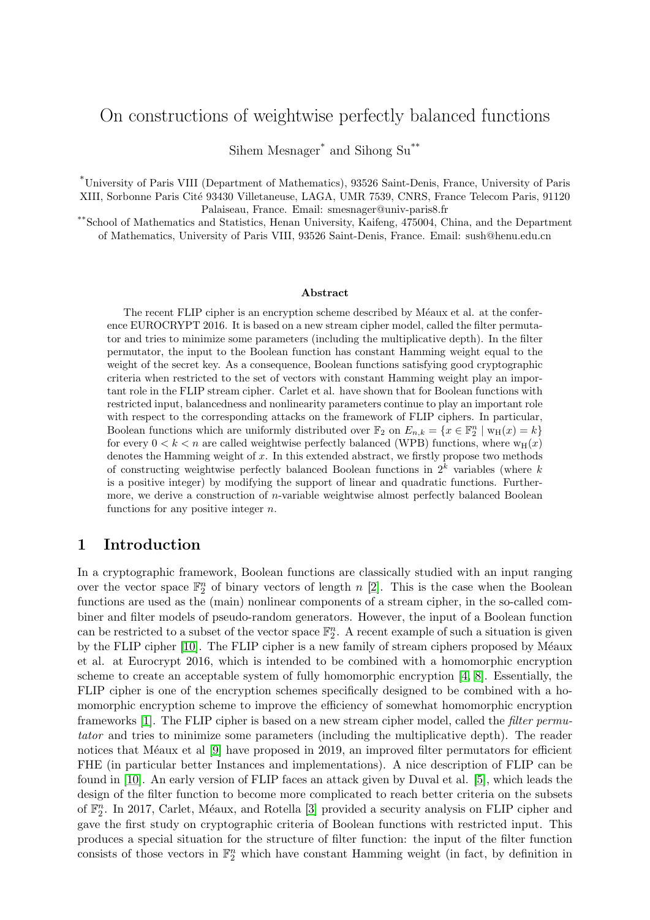# On constructions of weightwise perfectly balanced functions

Sihem Mesnager* and Sihong Su**

*University of Paris VIII (Department of Mathematics), 93526 Saint-Denis, France, University of Paris XIII, Sorbonne Paris Cité 93430 Villetaneuse, LAGA, UMR 7539, CNRS, France Telecom Paris, 91120 Palaiseau, France. Email: smesnager@univ-paris8.fr

**School of Mathematics and Statistics, Henan University, Kaifeng, 475004, China, and the Department of Mathematics, University of Paris VIII, 93526 Saint-Denis, France. Email: sush@henu.edu.cn

### Abstract

The recent FLIP cipher is an encryption scheme described by Méaux et al. at the conference EUROCRYPT 2016. It is based on a new stream cipher model, called the filter permutator and tries to minimize some parameters (including the multiplicative depth). In the filter permutator, the input to the Boolean function has constant Hamming weight equal to the weight of the secret key. As a consequence, Boolean functions satisfying good cryptographic criteria when restricted to the set of vectors with constant Hamming weight play an important role in the FLIP stream cipher. Carlet et al. have shown that for Boolean functions with restricted input, balancedness and nonlinearity parameters continue to play an important role with respect to the corresponding attacks on the framework of FLIP ciphers. In particular, Boolean functions which are uniformly distributed over $\mathbb{F}_2$ on $E_{n,k} = \{x \in \mathbb{F}_2^n \mid \mathrm{w_H}(x) = k\}$ for every $0 < k < n$ are called weightwise perfectly balanced (WPB) functions, where $\mathrm{w_H}(x)$ denotes the Hamming weight of $x$. In this extended abstract, we firstly propose two methods of constructing weightwise perfectly balanced Boolean functions in $2^k$ variables (where $k$ is a positive integer) by modifying the support of linear and quadratic functions. Furthermore, we derive a construction of $n$-variable weightwise almost perfectly balanced Boolean functions for any positive integer $n$.

## 1 Introduction

In a cryptographic framework, Boolean functions are classically studied with an input ranging over the vector space $\mathbb{F}_2^n$ of binary vectors of length $n$ [2]. This is the case when the Boolean functions are used as the (main) nonlinear components of a stream cipher, in the so-called combiner and filter models of pseudo-random generators. However, the input of a Boolean function can be restricted to a subset of the vector space $\mathbb{F}_2^n$. A recent example of such a situation is given by the FLIP cipher [10]. The FLIP cipher is a new family of stream ciphers proposed by Méaux et al. at Eurocrypt 2016, which is intended to be combined with a homomorphic encryption scheme to create an acceptable system of fully homomorphic encryption [4, 8]. Essentially, the FLIP cipher is one of the encryption schemes specifically designed to be combined with a homomorphic encryption scheme to improve the efficiency of somewhat homomorphic encryption frameworks [1]. The FLIP cipher is based on a new stream cipher model, called the *filter permutator* and tries to minimize some parameters (including the multiplicative depth). The reader notices that Méaux et al [9] have proposed in 2019, an improved filter permutators for efficient FHE (in particular better Instances and implementations). A nice description of FLIP can be found in [10]. An early version of FLIP faces an attack given by Duval et al. [5], which leads the design of the filter function to become more complicated to reach better criteria on the subsets of $\mathbb{F}_2^n$. In 2017, Carlet, Méaux, and Rotella [3] provided a security analysis on FLIP cipher and gave the first study on cryptographic criteria of Boolean functions with restricted input. This produces a special situation for the structure of filter function: the input of the filter function consists of those vectors in $\mathbb{F}_2^n$ which have constant Hamming weight (in fact, by definition in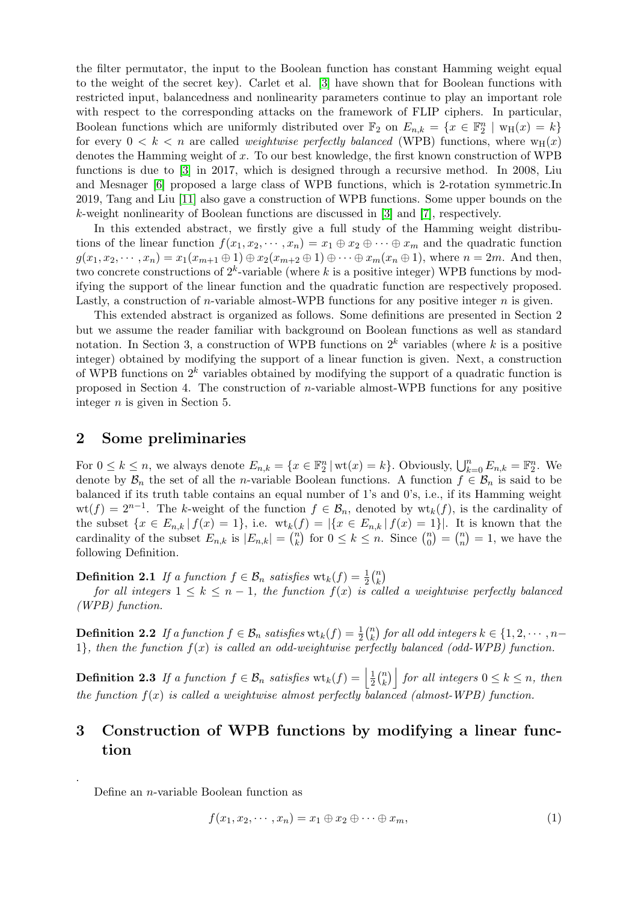the filter permutator, the input to the Boolean function has constant Hamming weight equal to the weight of the secret key). Carlet et al. [3] have shown that for Boolean functions with restricted input, balancedness and nonlinearity parameters continue to play an important role with respect to the corresponding attacks on the framework of FLIP ciphers. In particular, Boolean functions which are uniformly distributed over $\mathbb{F}_2$ on $E_{n,k} = \{x \in \mathbb{F}_2^n \mid \mathrm{w_H}(x) = k\}$ for every $0 < k < n$ are called *weightwise perfectly balanced* (WPB) functions, where $\mathrm{w_H}(x)$ denotes the Hamming weight of $x$. To our best knowledge, the first known construction of WPB functions is due to [3] in 2017, which is designed through a recursive method. In 2008, Liu and Mesnager [6] proposed a large class of WPB functions, which is 2-rotation symmetric.In 2019, Tang and Liu [11] also gave a construction of WPB functions. Some upper bounds on the $k$-weight nonlinearity of Boolean functions are discussed in [3] and [7], respectively.

In this extended abstract, we firstly give a full study of the Hamming weight distributions of the linear function $f(x_1, x_2, \cdots, x_n) = x_1 \oplus x_2 \oplus \cdots \oplus x_m$ and the quadratic function $g(x_1, x_2, \cdots, x_n) = x_1(x_{m+1} \oplus 1) \oplus x_2(x_{m+2} \oplus 1) \oplus \cdots \oplus x_m(x_n \oplus 1)$, where $n = 2m$. And then, two concrete constructions of $2^k$-variable (where $k$ is a positive integer) WPB functions by modifying the support of the linear function and the quadratic function are respectively proposed. Lastly, a construction of $n$-variable almost-WPB functions for any positive integer $n$ is given.

This extended abstract is organized as follows. Some definitions are presented in Section 2 but we assume the reader familiar with background on Boolean functions as well as standard notation. In Section 3, a construction of WPB functions on $2^k$ variables (where $k$ is a positive integer) obtained by modifying the support of a linear function is given. Next, a construction of WPB functions on $2^k$ variables obtained by modifying the support of a quadratic function is proposed in Section 4. The construction of $n$-variable almost-WPB functions for any positive integer $n$ is given in Section 5.

## 2 Some preliminaries

For $0 \le k \le n$, we always denote $E_{n,k} = \{x \in \mathbb{F}_2^n \,|\, \mathrm{wt}(x) = k\}$. Obviously, $\bigcup_{k=0}^n E_{n,k} = \mathbb{F}_2^n$. We denote by $\mathcal{B}_n$ the set of all the $n$-variable Boolean functions. A function $f \in \mathcal{B}_n$ is said to be balanced if its truth table contains an equal number of 1's and 0's, i.e., if its Hamming weight $\mathrm{wt}(f) = 2^{n-1}$. The $k$-weight of the function $f \in \mathcal{B}_n$, denoted by $\mathrm{wt}_k(f)$, is the cardinality of the subset $\{x \in E_{n,k} \,|\, f(x) = 1\}$, i.e. $\mathrm{wt}_k(f) = |\{x \in E_{n,k} \,|\, f(x) = 1\}|$. It is known that the cardinality of the subset $E_{n,k}$ is $|E_{n,k}| = \binom{n}{k}$ for $0 \le k \le n$. Since $\binom{n}{0} = \binom{n}{n} = 1$, we have the following Definition.

**Definition 2.1** *If a function $f \in \mathcal{B}_n$ satisfies $\mathrm{wt}_k(f) = \frac{1}{2}\binom{n}{k}$ for all integers $1 \le k \le n-1$, the function $f(x)$ is called a weightwise perfectly balanced (WPB) function.*

**Definition 2.2** *If a function $f \in \mathcal{B}_n$ satisfies $\mathrm{wt}_k(f) = \frac{1}{2}\binom{n}{k}$ for all odd integers $k \in \{1, 2, \cdots, n-1\}$, then the function $f(x)$ is called an odd-weightwise perfectly balanced (odd-WPB) function.*

**Definition 2.3** *If a function $f \in \mathcal{B}_n$ satisfies $\mathrm{wt}_k(f) = \left\lfloor \frac{1}{2}\binom{n}{k} \right\rfloor$ for all integers $0 \le k \le n$, then the function $f(x)$ is called a weightwise almost perfectly balanced (almost-WPB) function.*

## 3 Construction of WPB functions by modifying a linear function

.

Define an $n$-variable Boolean function as

$$f(x_1, x_2, \cdots, x_n) = x_1 \oplus x_2 \oplus \cdots \oplus x_m, \tag{1}$$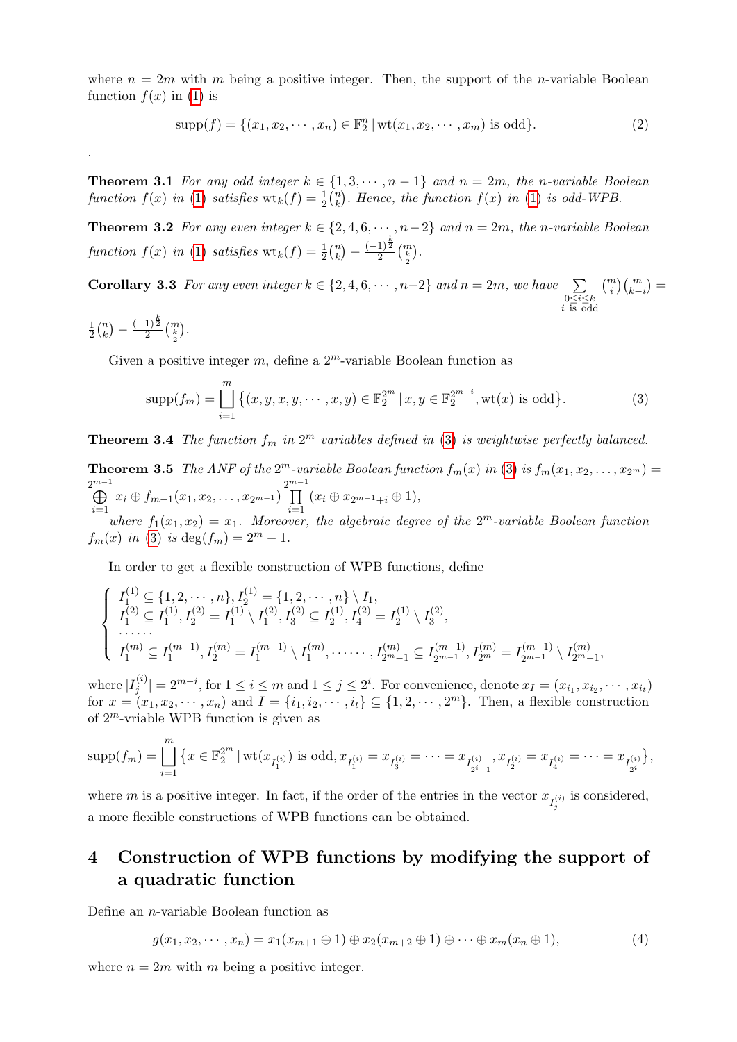where $n = 2m$ with $m$ being a positive integer. Then, the support of the $n$-variable Boolean function $f(x)$ in (1) is

$$\text{supp}(f) = \{(x_1, x_2, \cdots, x_n) \in \mathbb{F}_2^n \mid \text{wt}(x_1, x_2, \cdots, x_m) \text{ is odd}\}. \tag{2}$$

.

**Theorem 3.1** *For any odd integer $k \in \{1, 3, \cdots, n-1\}$ and $n = 2m$, the $n$-variable Boolean function $f(x)$ in (1) satisfies $\text{wt}_k(f) = \frac{1}{2}\binom{n}{k}$. Hence, the function $f(x)$ in (1) is odd-WPB.*

**Theorem 3.2** *For any even integer $k \in \{2, 4, 6, \cdots, n-2\}$ and $n = 2m$, the $n$-variable Boolean function $f(x)$ in (1) satisfies $\text{wt}_k(f) = \frac{1}{2}\binom{n}{k} - \frac{(-1)^{\frac{k}{2}}}{2}\binom{m}{\frac{k}{2}}$.*

**Corollary 3.3** *For any even integer $k \in \{2, 4, 6, \cdots, n-2\}$ and $n = 2m$, we have $\sum_{\substack{0 \le i \le k \\ i \text{ is odd}}} \binom{m}{i}\binom{m}{k-i} = \frac{1}{2}\binom{n}{k} - \frac{(-1)^{\frac{k}{2}}}{2}\binom{m}{\frac{k}{2}}$.*

Given a positive integer $m$, define a $2^m$-variable Boolean function as

$$\text{supp}(f_m) = \bigsqcup_{i=1}^{m} \left\{(x, y, x, y, \cdots, x, y) \in \mathbb{F}_2^{2^m} \mid x, y \in \mathbb{F}_2^{2^{m-i}}, \text{wt}(x) \text{ is odd}\right\}. \tag{3}$$

**Theorem 3.4** *The function $f_m$ in $2^m$ variables defined in (3) is weightwise perfectly balanced.*

**Theorem 3.5** *The ANF of the $2^m$-variable Boolean function $f_m(x)$ in (3) is $f_m(x_1, x_2, \ldots, x_{2^m}) = \bigoplus_{i=1}^{2^{m-1}} x_i \oplus f_{m-1}(x_1, x_2, \ldots, x_{2^{m-1}}) \prod_{i=1}^{2^{m-1}} (x_i \oplus x_{2^{m-1}+i} \oplus 1)$,*

*where $f_1(x_1, x_2) = x_1$. Moreover, the algebraic degree of the $2^m$-variable Boolean function $f_m(x)$ in (3) is $\deg(f_m) = 2^m - 1$.*

In order to get a flexible construction of WPB functions, define

$$\begin{cases} I_1^{(1)} \subseteq \{1, 2, \cdots, n\}, I_2^{(1)} = \{1, 2, \cdots, n\} \setminus I_1, \\ I_1^{(2)} \subseteq I_1^{(1)}, I_2^{(2)} = I_1^{(1)} \setminus I_1^{(2)}, I_3^{(2)} \subseteq I_2^{(1)}, I_4^{(2)} = I_2^{(1)} \setminus I_3^{(2)}, \\ \cdots\cdots \\ I_1^{(m)} \subseteq I_1^{(m-1)}, I_2^{(m)} = I_1^{(m-1)} \setminus I_1^{(m)}, \cdots\cdots, I_{2^m-1}^{(m)} \subseteq I_{2^{m-1}}^{(m-1)}, I_{2^m}^{(m)} = I_{2^m-1}^{(m-1)} \setminus I_{2^m-1}^{(m)}, \end{cases}$$

where $|I_j^{(i)}| = 2^{m-i}$, for $1 \le i \le m$ and $1 \le j \le 2^i$. For convenience, denote $x_I = (x_{i_1}, x_{i_2}, \cdots, x_{i_t})$ for $x = (x_1, x_2, \cdots, x_n)$ and $I = \{i_1, i_2, \cdots, i_t\} \subseteq \{1, 2, \cdots, 2^m\}$. Then, a flexible construction of $2^m$-vriable WPB function is given as

$$\text{supp}(f_m) = \bigsqcup_{i=1}^{m} \left\{x \in \mathbb{F}_2^{2^m} \mid \text{wt}(x_{I_1^{(i)}}) \text{ is odd}, x_{I_1^{(i)}} = x_{I_3^{(i)}} = \cdots = x_{I_{2^i-1}^{(i)}}, x_{I_2^{(i)}} = x_{I_4^{(i)}} = \cdots = x_{I_{2^i}^{(i)}}\right\},$$

where $m$ is a positive integer. In fact, if the order of the entries in the vector $x_{I_j^{(i)}}$ is considered, a more flexible constructions of WPB functions can be obtained.

# 4 Construction of WPB functions by modifying the support of a quadratic function

Define an $n$-variable Boolean function as

$$g(x_1, x_2, \cdots, x_n) = x_1(x_{m+1} \oplus 1) \oplus x_2(x_{m+2} \oplus 1) \oplus \cdots \oplus x_m(x_n \oplus 1), \tag{4}$$

where $n = 2m$ with $m$ being a positive integer.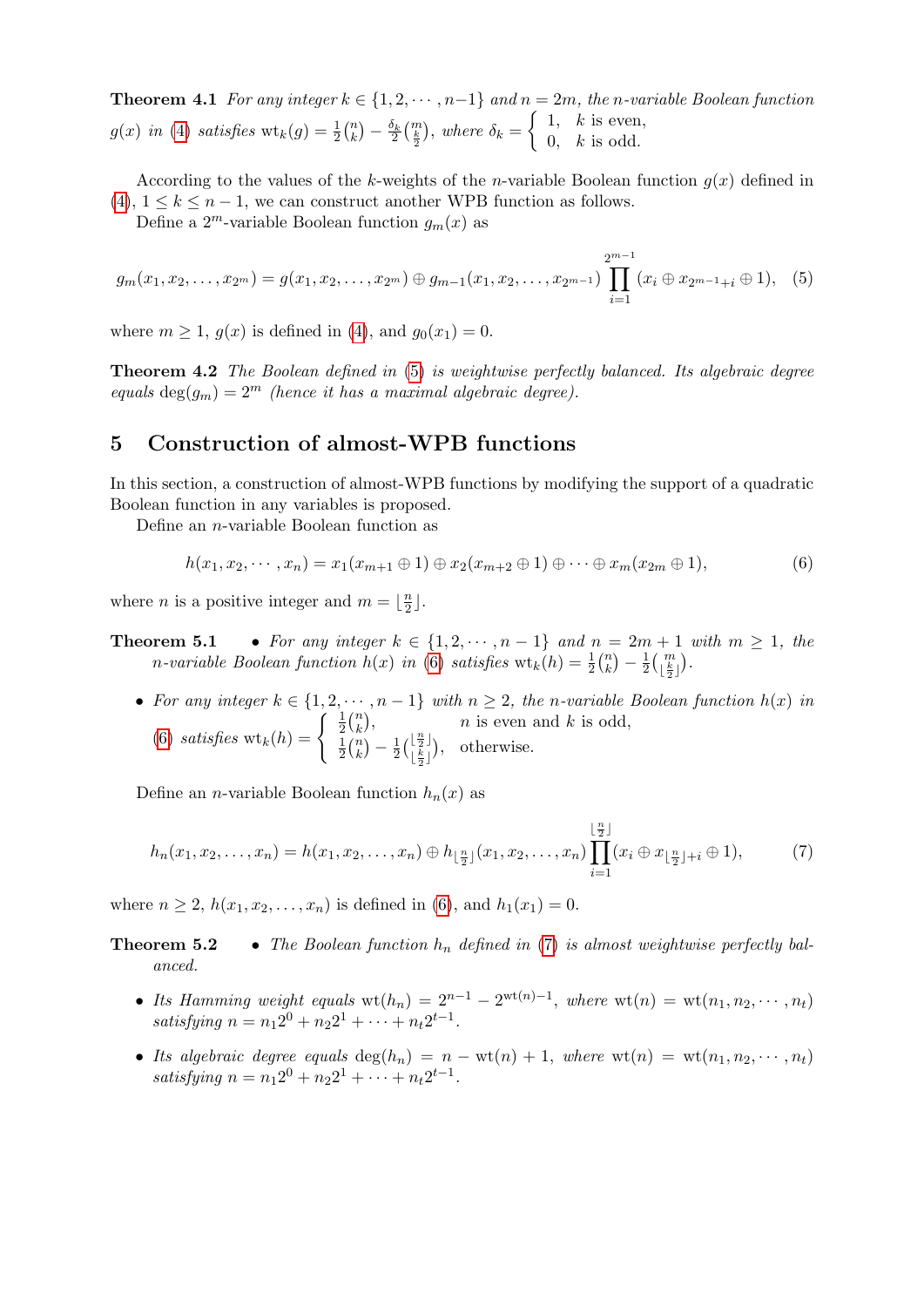**Theorem 4.1** *For any integer $k \in \{1, 2, \cdots, n-1\}$ and $n = 2m$, the $n$-variable Boolean function $g(x)$ in (4) satisfies $\mathrm{wt}_k(g) = \frac{1}{2}\binom{n}{k} - \frac{\delta_k}{2}\binom{m}{\frac{k}{2}}$, where $\delta_k = \begin{cases} 1, & k \text{ is even}, \\ 0, & k \text{ is odd}. \end{cases}$*

According to the values of the $k$-weights of the $n$-variable Boolean function $g(x)$ defined in (4), $1 \le k \le n-1$, we can construct another WPB function as follows.

Define a $2^m$-variable Boolean function $g_m(x)$ as

$$g_m(x_1, x_2, \ldots, x_{2^m}) = g(x_1, x_2, \ldots, x_{2^m}) \oplus g_{m-1}(x_1, x_2, \ldots, x_{2^{m-1}}) \prod_{i=1}^{2^{m-1}} (x_i \oplus x_{2^{m-1}+i} \oplus 1), \quad (5)$$

where $m \ge 1$, $g(x)$ is defined in (4), and $g_0(x_1) = 0$.

**Theorem 4.2** *The Boolean defined in (5) is weightwise perfectly balanced. Its algebraic degree equals $\deg(g_m) = 2^m$ (hence it has a maximal algebraic degree).*

## 5 Construction of almost-WPB functions

In this section, a construction of almost-WPB functions by modifying the support of a quadratic Boolean function in any variables is proposed.

Define an $n$-variable Boolean function as

$$h(x_1, x_2, \cdots, x_n) = x_1(x_{m+1} \oplus 1) \oplus x_2(x_{m+2} \oplus 1) \oplus \cdots \oplus x_m(x_{2m} \oplus 1), \quad (6)$$

where $n$ is a positive integer and $m = \lfloor \frac{n}{2} \rfloor$.

**Theorem 5.1**

- *For any integer $k \in \{1, 2, \cdots, n-1\}$ and $n = 2m+1$ with $m \ge 1$, the $n$-variable Boolean function $h(x)$ in (6) satisfies $\mathrm{wt}_k(h) = \frac{1}{2}\binom{n}{k} - \frac{1}{2}\binom{m}{\lfloor \frac{k}{2} \rfloor}$.*
- *For any integer $k \in \{1, 2, \cdots, n-1\}$ with $n \ge 2$, the $n$-variable Boolean function $h(x)$ in (6) satisfies $\mathrm{wt}_k(h) = \begin{cases} \frac{1}{2}\binom{n}{k}, & n \text{ is even and } k \text{ is odd}, \\ \frac{1}{2}\binom{n}{k} - \frac{1}{2}\binom{\lfloor \frac{n}{2} \rfloor}{\lfloor \frac{k}{2} \rfloor}, & \text{otherwise}. \end{cases}$*

Define an $n$-variable Boolean function $h_n(x)$ as

$$h_n(x_1, x_2, \ldots, x_n) = h(x_1, x_2, \ldots, x_n) \oplus h_{\lfloor \frac{n}{2} \rfloor}(x_1, x_2, \ldots, x_n) \prod_{i=1}^{\lfloor \frac{n}{2} \rfloor} (x_i \oplus x_{\lfloor \frac{n}{2} \rfloor + i} \oplus 1), \quad (7)$$

where $n \ge 2$, $h(x_1, x_2, \ldots, x_n)$ is defined in (6), and $h_1(x_1) = 0$.

**Theorem 5.2**

- *The Boolean function $h_n$ defined in (7) is almost weightwise perfectly balanced.*
- *Its Hamming weight equals $\mathrm{wt}(h_n) = 2^{n-1} - 2^{\mathrm{wt}(n)-1}$, where $\mathrm{wt}(n) = \mathrm{wt}(n_1, n_2, \cdots, n_t)$ satisfying $n = n_1 2^0 + n_2 2^1 + \cdots + n_t 2^{t-1}$.*
- *Its algebraic degree equals $\deg(h_n) = n - \mathrm{wt}(n) + 1$, where $\mathrm{wt}(n) = \mathrm{wt}(n_1, n_2, \cdots, n_t)$ satisfying $n = n_1 2^0 + n_2 2^1 + \cdots + n_t 2^{t-1}$.*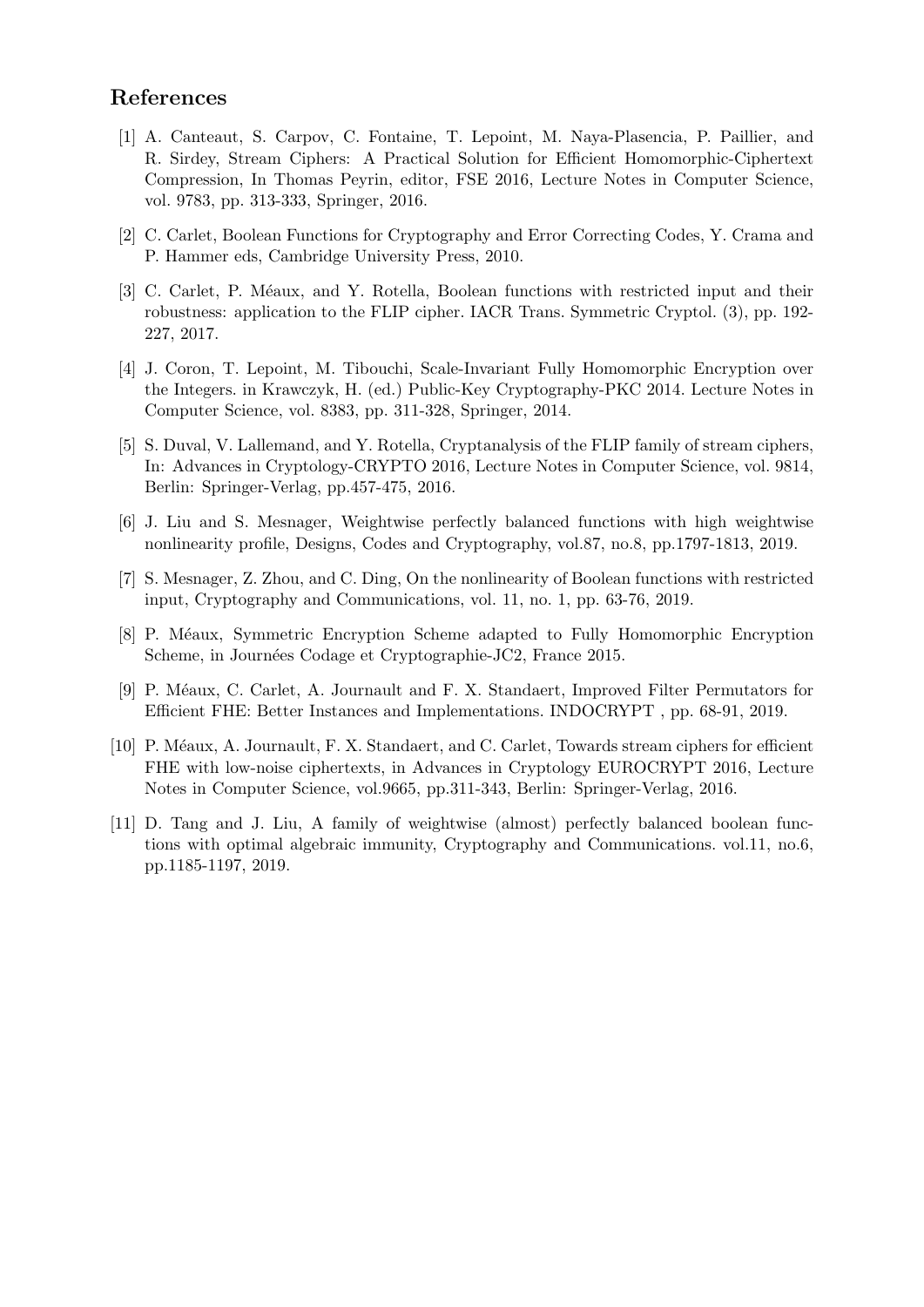## References

[1] A. Canteaut, S. Carpov, C. Fontaine, T. Lepoint, M. Naya-Plasencia, P. Paillier, and R. Sirdey, Stream Ciphers: A Practical Solution for Efficient Homomorphic-Ciphertext Compression, In Thomas Peyrin, editor, FSE 2016, Lecture Notes in Computer Science, vol. 9783, pp. 313-333, Springer, 2016.

[2] C. Carlet, Boolean Functions for Cryptography and Error Correcting Codes, Y. Crama and P. Hammer eds, Cambridge University Press, 2010.

[3] C. Carlet, P. Méaux, and Y. Rotella, Boolean functions with restricted input and their robustness: application to the FLIP cipher. IACR Trans. Symmetric Cryptol. (3), pp. 192-227, 2017.

[4] J. Coron, T. Lepoint, M. Tibouchi, Scale-Invariant Fully Homomorphic Encryption over the Integers. in Krawczyk, H. (ed.) Public-Key Cryptography-PKC 2014. Lecture Notes in Computer Science, vol. 8383, pp. 311-328, Springer, 2014.

[5] S. Duval, V. Lallemand, and Y. Rotella, Cryptanalysis of the FLIP family of stream ciphers, In: Advances in Cryptology-CRYPTO 2016, Lecture Notes in Computer Science, vol. 9814, Berlin: Springer-Verlag, pp.457-475, 2016.

[6] J. Liu and S. Mesnager, Weightwise perfectly balanced functions with high weightwise nonlinearity profile, Designs, Codes and Cryptography, vol.87, no.8, pp.1797-1813, 2019.

[7] S. Mesnager, Z. Zhou, and C. Ding, On the nonlinearity of Boolean functions with restricted input, Cryptography and Communications, vol. 11, no. 1, pp. 63-76, 2019.

[8] P. Méaux, Symmetric Encryption Scheme adapted to Fully Homomorphic Encryption Scheme, in Journées Codage et Cryptographie-JC2, France 2015.

[9] P. Méaux, C. Carlet, A. Journault and F. X. Standaert, Improved Filter Permutators for Efficient FHE: Better Instances and Implementations. INDOCRYPT , pp. 68-91, 2019.

[10] P. Méaux, A. Journault, F. X. Standaert, and C. Carlet, Towards stream ciphers for efficient FHE with low-noise ciphertexts, in Advances in Cryptology EUROCRYPT 2016, Lecture Notes in Computer Science, vol.9665, pp.311-343, Berlin: Springer-Verlag, 2016.

[11] D. Tang and J. Liu, A family of weightwise (almost) perfectly balanced boolean functions with optimal algebraic immunity, Cryptography and Communications. vol.11, no.6, pp.1185-1197, 2019.